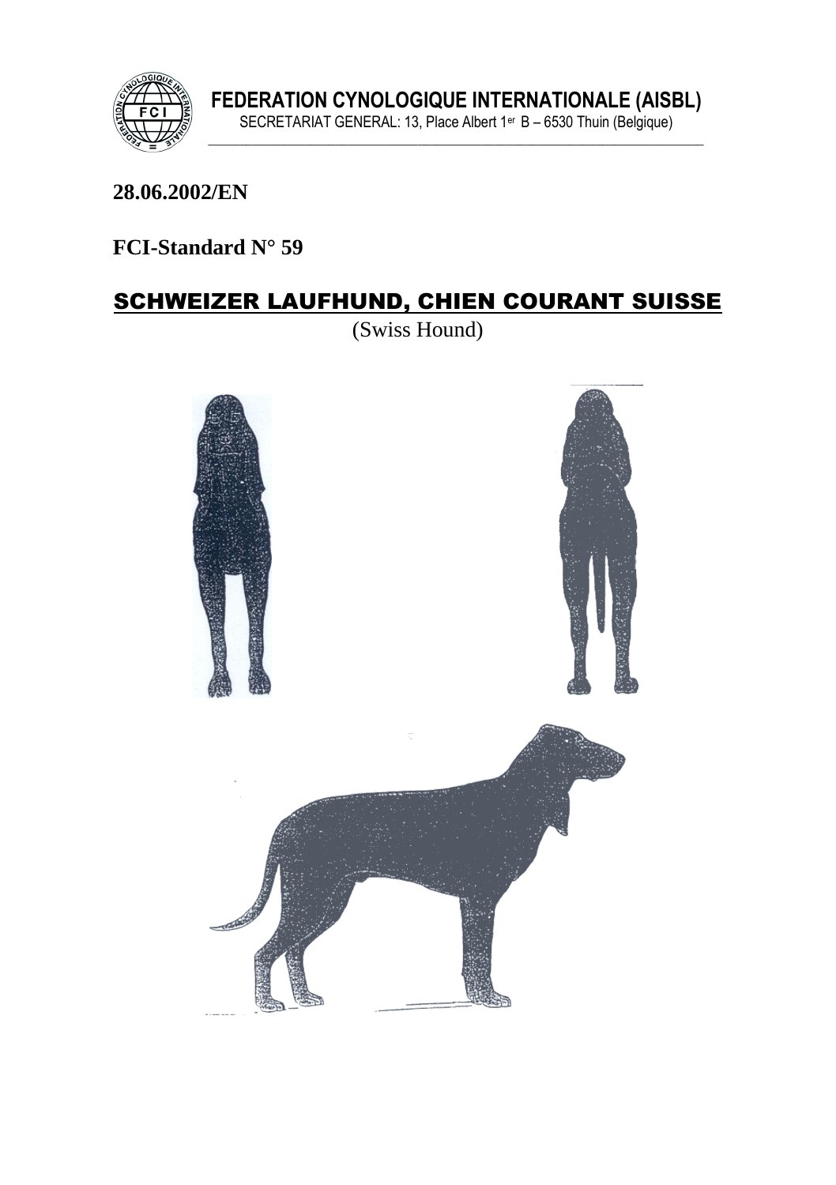**FEDERATION CYNOLOGIQUE INTERNATIONALE (AISBL)**

SECRETARIAT GENERAL: 13, Place Albert 1er B – 6530 Thuin (Belgique)

**28.06.2002/EN**

**FCI-Standard N° 59**

# SCHWEIZER LAUFHUND, CHIEN COURANT SUISSE

(Swiss Hound)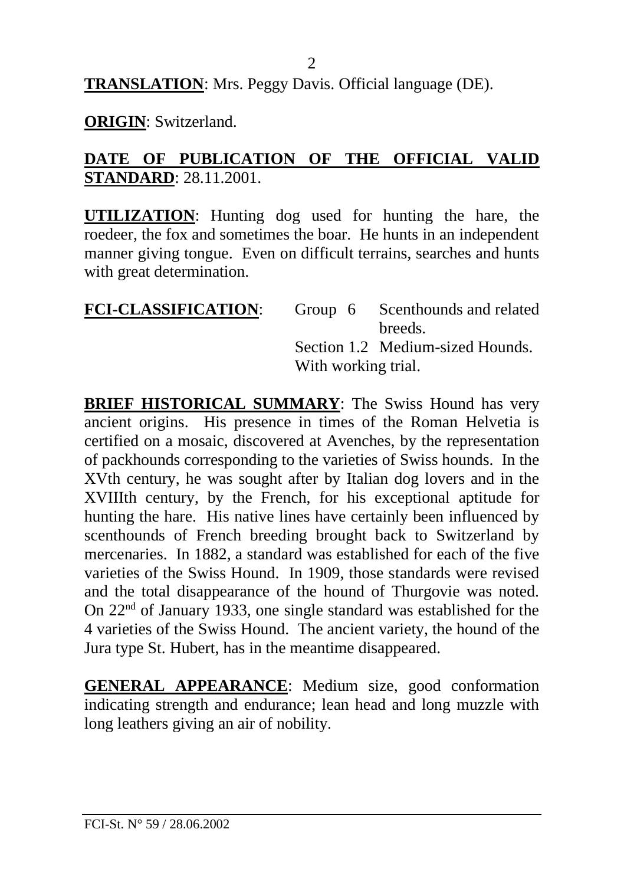**TRANSLATION**: Mrs. Peggy Davis. Official language (DE).

**ORIGIN**: Switzerland.

**DATE OF PUBLICATION OF THE OFFICIAL VALID STANDARD**: 28.11.2001.

**UTILIZATION**: Hunting dog used for hunting the hare, the roedeer, the fox and sometimes the boar. He hunts in an independent manner giving tongue. Even on difficult terrains, searches and hunts with great determination.

**FCI-CLASSIFICATION**: Group 6 Scenthounds and related breeds.
Section 1.2 Medium-sized Hounds.
With working trial.

**BRIEF HISTORICAL SUMMARY**: The Swiss Hound has very ancient origins. His presence in times of the Roman Helvetia is certified on a mosaic, discovered at Avenches, by the representation of packhounds corresponding to the varieties of Swiss hounds. In the XVth century, he was sought after by Italian dog lovers and in the XVIIIth century, by the French, for his exceptional aptitude for hunting the hare. His native lines have certainly been influenced by scenthounds of French breeding brought back to Switzerland by mercenaries. In 1882, a standard was established for each of the five varieties of the Swiss Hound. In 1909, those standards were revised and the total disappearance of the hound of Thurgovie was noted. On 22nd of January 1933, one single standard was established for the 4 varieties of the Swiss Hound. The ancient variety, the hound of the Jura type St. Hubert, has in the meantime disappeared.

**GENERAL APPEARANCE**: Medium size, good conformation indicating strength and endurance; lean head and long muzzle with long leathers giving an air of nobility.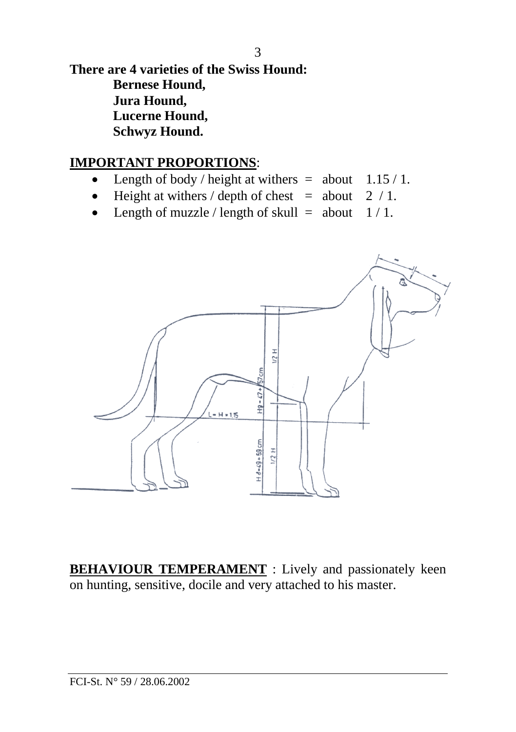**There are 4 varieties of the Swiss Hound:**

**Bernese Hound,**
**Jura Hound,**
**Lucerne Hound,**
**Schwyz Hound.**

**IMPORTANT PROPORTIONS**:

- Length of body / height at withers = about 1.15 / 1.
- Height at withers / depth of chest = about 2 / 1.
- Length of muzzle / length of skull = about 1 / 1.

**BEHAVIOUR TEMPERAMENT** : Lively and passionately keen on hunting, sensitive, docile and very attached to his master.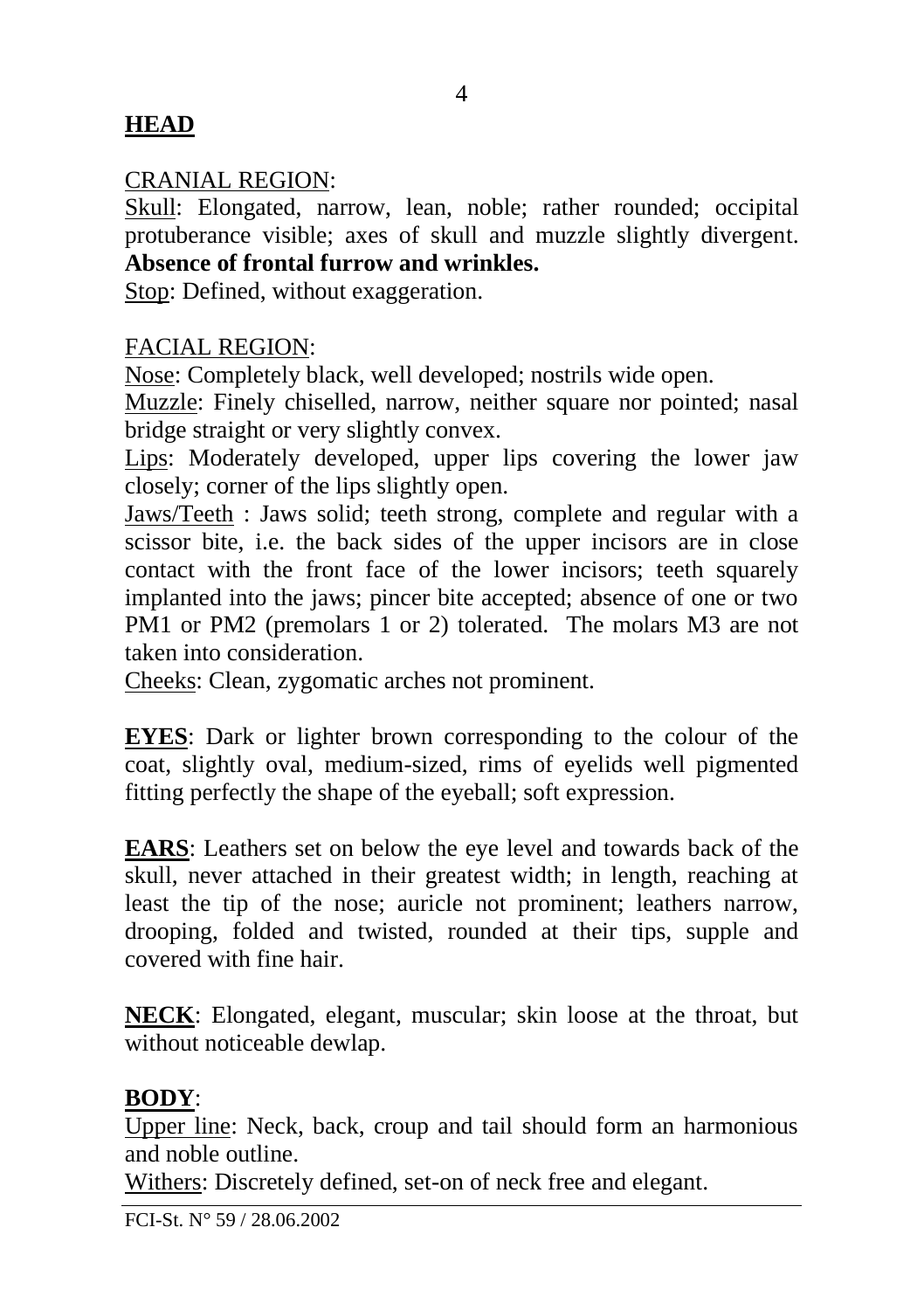## HEAD

CRANIAL REGION:

Skull: Elongated, narrow, lean, noble; rather rounded; occipital protuberance visible; axes of skull and muzzle slightly divergent. **Absence of frontal furrow and wrinkles.**

Stop: Defined, without exaggeration.

FACIAL REGION:

Nose: Completely black, well developed; nostrils wide open.

Muzzle: Finely chiselled, narrow, neither square nor pointed; nasal bridge straight or very slightly convex.

Lips: Moderately developed, upper lips covering the lower jaw closely; corner of the lips slightly open.

Jaws/Teeth : Jaws solid; teeth strong, complete and regular with a scissor bite, i.e. the back sides of the upper incisors are in close contact with the front face of the lower incisors; teeth squarely implanted into the jaws; pincer bite accepted; absence of one or two PM1 or PM2 (premolars 1 or 2) tolerated. The molars M3 are not taken into consideration.

Cheeks: Clean, zygomatic arches not prominent.

**EYES**: Dark or lighter brown corresponding to the colour of the coat, slightly oval, medium-sized, rims of eyelids well pigmented fitting perfectly the shape of the eyeball; soft expression.

**EARS**: Leathers set on below the eye level and towards back of the skull, never attached in their greatest width; in length, reaching at least the tip of the nose; auricle not prominent; leathers narrow, drooping, folded and twisted, rounded at their tips, supple and covered with fine hair.

**NECK**: Elongated, elegant, muscular; skin loose at the throat, but without noticeable dewlap.

## BODY:

Upper line: Neck, back, croup and tail should form an harmonious and noble outline.

Withers: Discretely defined, set-on of neck free and elegant.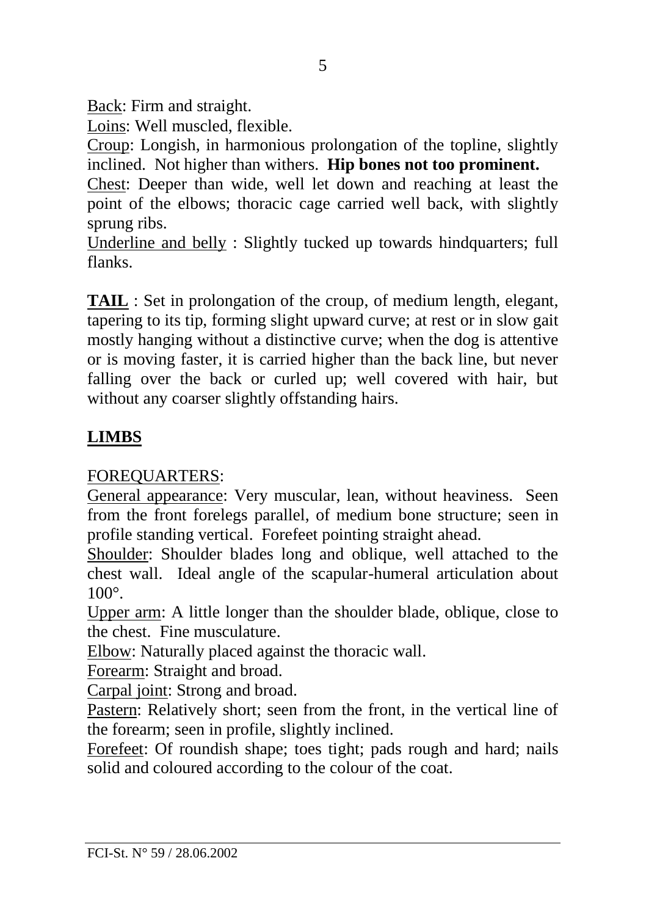Back: Firm and straight.
Loins: Well muscled, flexible.
Croup: Longish, in harmonious prolongation of the topline, slightly inclined. Not higher than withers. **Hip bones not too prominent.**
Chest: Deeper than wide, well let down and reaching at least the point of the elbows; thoracic cage carried well back, with slightly sprung ribs.
Underline and belly : Slightly tucked up towards hindquarters; full flanks.

**TAIL** : Set in prolongation of the croup, of medium length, elegant, tapering to its tip, forming slight upward curve; at rest or in slow gait mostly hanging without a distinctive curve; when the dog is attentive or is moving faster, it is carried higher than the back line, but never falling over the back or curled up; well covered with hair, but without any coarser slightly offstanding hairs.

## LIMBS

FOREQUARTERS:
General appearance: Very muscular, lean, without heaviness. Seen from the front forelegs parallel, of medium bone structure; seen in profile standing vertical. Forefeet pointing straight ahead.
Shoulder: Shoulder blades long and oblique, well attached to the chest wall. Ideal angle of the scapular-humeral articulation about 100°.
Upper arm: A little longer than the shoulder blade, oblique, close to the chest. Fine musculature.
Elbow: Naturally placed against the thoracic wall.
Forearm: Straight and broad.
Carpal joint: Strong and broad.
Pastern: Relatively short; seen from the front, in the vertical line of the forearm; seen in profile, slightly inclined.
Forefeet: Of roundish shape; toes tight; pads rough and hard; nails solid and coloured according to the colour of the coat.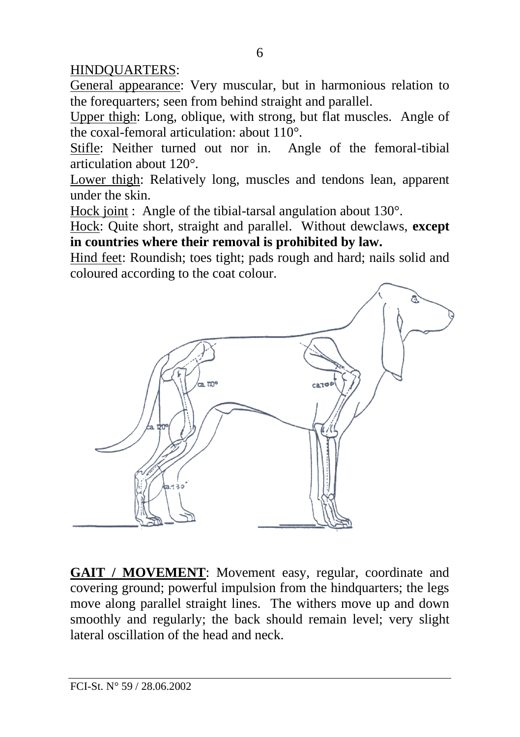HINDQUARTERS:

General appearance: Very muscular, but in harmonious relation to the forequarters; seen from behind straight and parallel.

Upper thigh: Long, oblique, with strong, but flat muscles. Angle of the coxal-femoral articulation: about 110°.

Stifle: Neither turned out nor in. Angle of the femoral-tibial articulation about 120°.

Lower thigh: Relatively long, muscles and tendons lean, apparent under the skin.

Hock joint : Angle of the tibial-tarsal angulation about 130°.

Hock: Quite short, straight and parallel. Without dewclaws, **except in countries where their removal is prohibited by law.**

Hind feet: Roundish; toes tight; pads rough and hard; nails solid and coloured according to the coat colour.

**GAIT / MOVEMENT**: Movement easy, regular, coordinate and covering ground; powerful impulsion from the hindquarters; the legs move along parallel straight lines. The withers move up and down smoothly and regularly; the back should remain level; very slight lateral oscillation of the head and neck.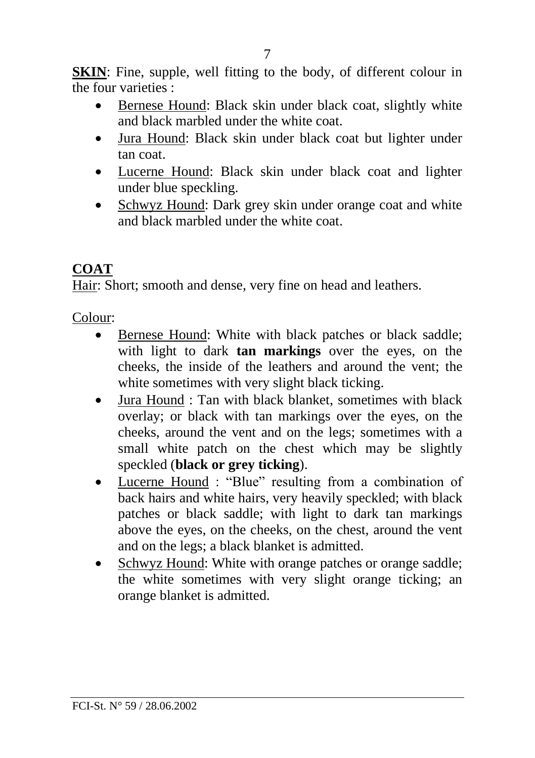**SKIN**: Fine, supple, well fitting to the body, of different colour in the four varieties :

- Bernese Hound: Black skin under black coat, slightly white and black marbled under the white coat.
- Jura Hound: Black skin under black coat but lighter under tan coat.
- Lucerne Hound: Black skin under black coat and lighter under blue speckling.
- Schwyz Hound: Dark grey skin under orange coat and white and black marbled under the white coat.

## COAT

Hair: Short; smooth and dense, very fine on head and leathers.

Colour:

- Bernese Hound: White with black patches or black saddle; with light to dark **tan markings** over the eyes, on the cheeks, the inside of the leathers and around the vent; the white sometimes with very slight black ticking.
- Jura Hound : Tan with black blanket, sometimes with black overlay; or black with tan markings over the eyes, on the cheeks, around the vent and on the legs; sometimes with a small white patch on the chest which may be slightly speckled (**black or grey ticking**).
- Lucerne Hound : "Blue" resulting from a combination of back hairs and white hairs, very heavily speckled; with black patches or black saddle; with light to dark tan markings above the eyes, on the cheeks, on the chest, around the vent and on the legs; a black blanket is admitted.
- Schwyz Hound: White with orange patches or orange saddle; the white sometimes with very slight orange ticking; an orange blanket is admitted.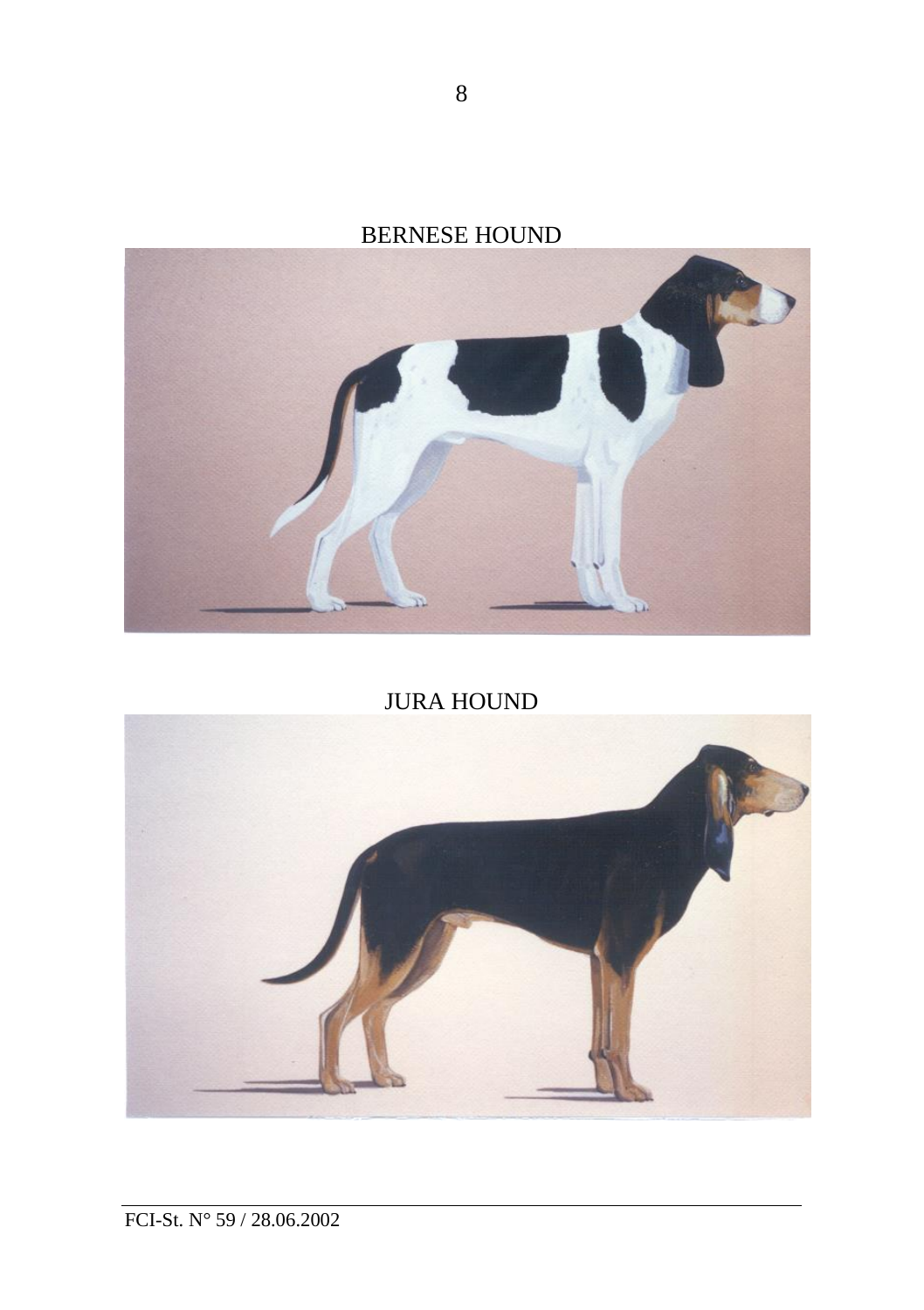BERNESE HOUND

JURA HOUND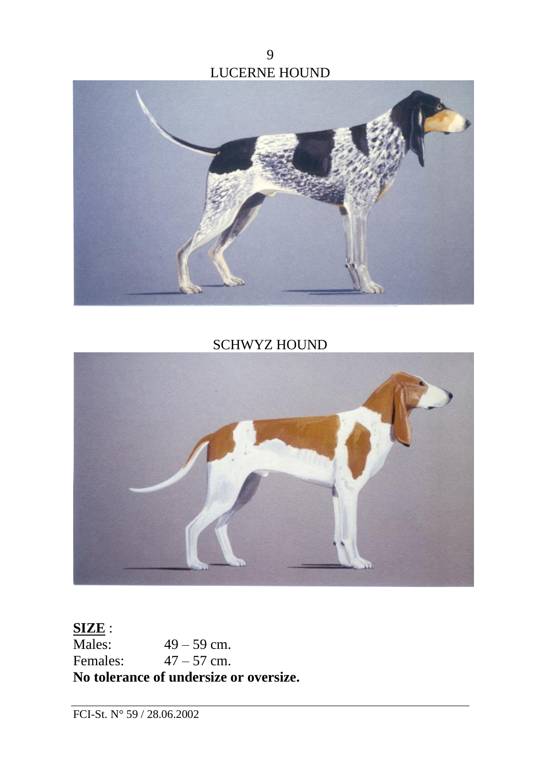LUCERNE HOUND

SCHWYZ HOUND

**SIZE** :

Males: 49 – 59 cm.
Females: 47 – 57 cm.

**No tolerance of undersize or oversize.**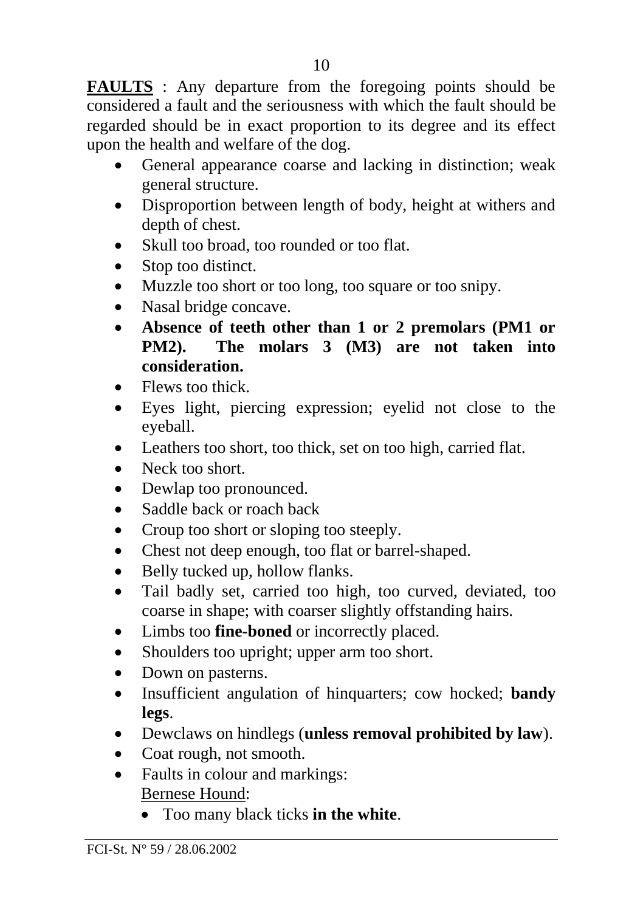**FAULTS** : Any departure from the foregoing points should be considered a fault and the seriousness with which the fault should be regarded should be in exact proportion to its degree and its effect upon the health and welfare of the dog.

- General appearance coarse and lacking in distinction; weak general structure.
- Disproportion between length of body, height at withers and depth of chest.
- Skull too broad, too rounded or too flat.
- Stop too distinct.
- Muzzle too short or too long, too square or too snipy.
- Nasal bridge concave.
- **Absence of teeth other than 1 or 2 premolars (PM1 or PM2). The molars 3 (M3) are not taken into consideration.**
- Flews too thick.
- Eyes light, piercing expression; eyelid not close to the eyeball.
- Leathers too short, too thick, set on too high, carried flat.
- Neck too short.
- Dewlap too pronounced.
- Saddle back or roach back
- Croup too short or sloping too steeply.
- Chest not deep enough, too flat or barrel-shaped.
- Belly tucked up, hollow flanks.
- Tail badly set, carried too high, too curved, deviated, too coarse in shape; with coarser slightly offstanding hairs.
- Limbs too **fine-boned** or incorrectly placed.
- Shoulders too upright; upper arm too short.
- Down on pasterns.
- Insufficient angulation of hinquarters; cow hocked; **bandy legs**.
- Dewclaws on hindlegs (**unless removal prohibited by law**).
- Coat rough, not smooth.
- Faults in colour and markings:

  Bernese Hound:

  - Too many black ticks **in the white**.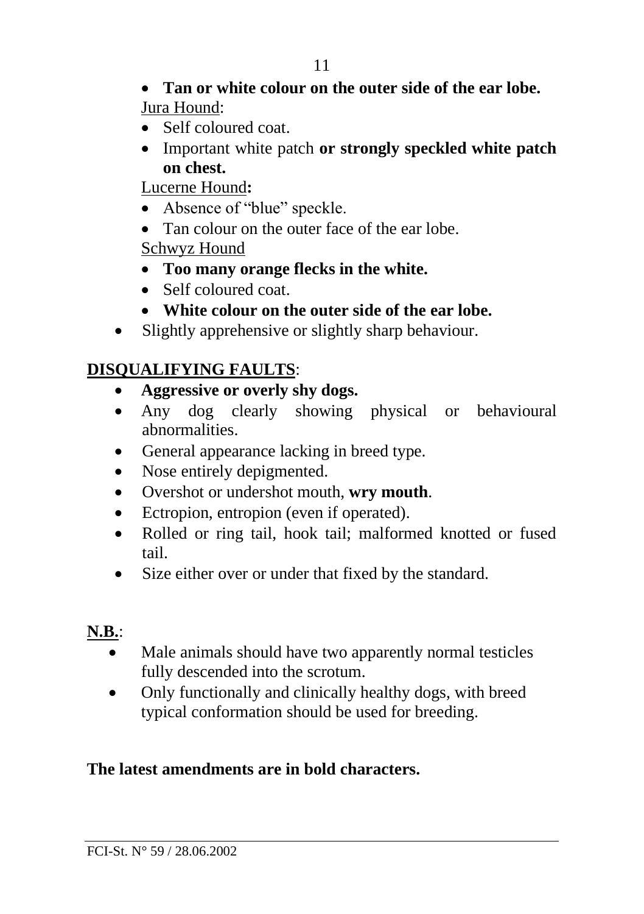- **Tan or white colour on the outer side of the ear lobe.**

Jura Hound:

- Self coloured coat.
- Important white patch **or strongly speckled white patch on chest.**

Lucerne Hound**:**

- Absence of "blue" speckle.
- Tan colour on the outer face of the ear lobe.

Schwyz Hound

- **Too many orange flecks in the white.**
- Self coloured coat.
- **White colour on the outer side of the ear lobe.**

- Slightly apprehensive or slightly sharp behaviour.

## DISQUALIFYING FAULTS:

- **Aggressive or overly shy dogs.**
- Any dog clearly showing physical or behavioural abnormalities.
- General appearance lacking in breed type.
- Nose entirely depigmented.
- Overshot or undershot mouth, **wry mouth**.
- Ectropion, entropion (even if operated).
- Rolled or ring tail, hook tail; malformed knotted or fused tail.
- Size either over or under that fixed by the standard.

**N.B.**:

- Male animals should have two apparently normal testicles fully descended into the scrotum.
- Only functionally and clinically healthy dogs, with breed typical conformation should be used for breeding.

**The latest amendments are in bold characters.**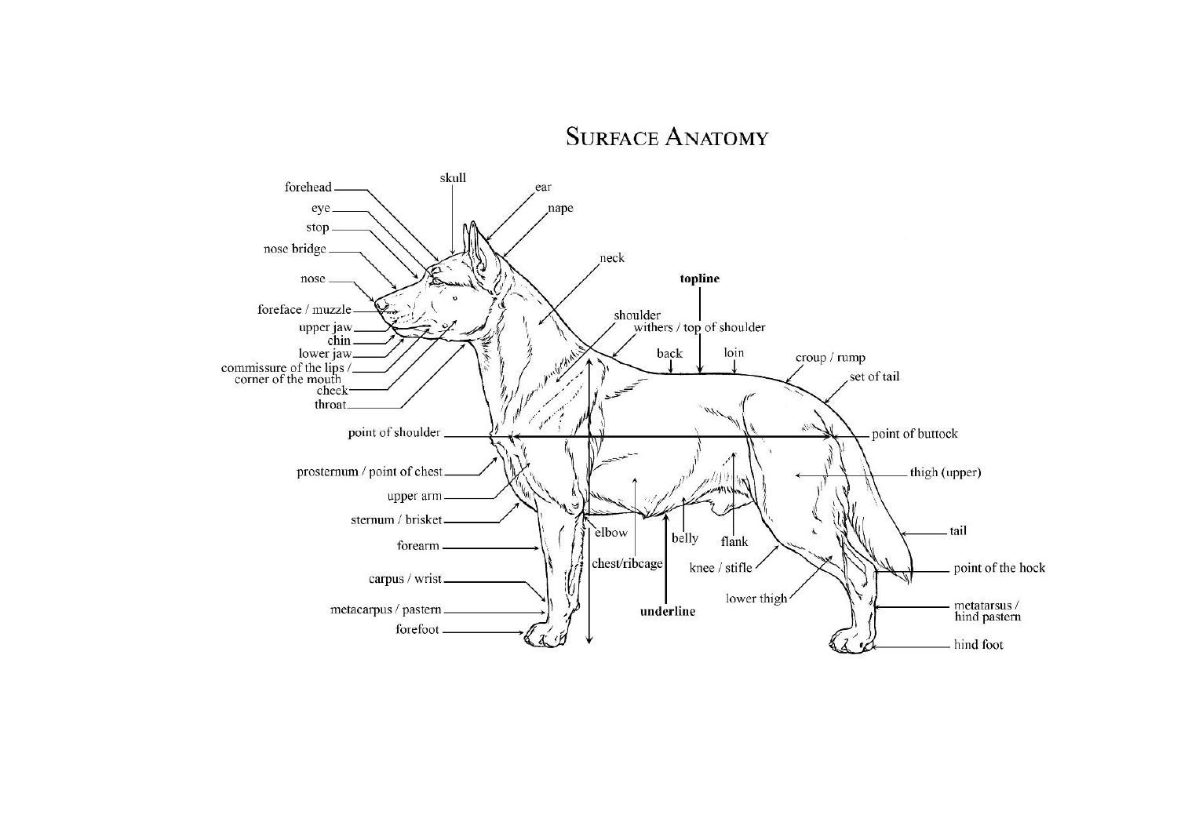# Surface Anatomy

skull
ear
nape
forehead
eye
stop
nose bridge
nose
foreface / muzzle
upper jaw
chin
lower jaw
commissure of the lips / corner of the mouth
cheek
throat
neck
topline
shoulder
withers / top of shoulder
back
loin
croup / rump
set of tail
point of shoulder
point of buttock
prosternum / point of chest
thigh (upper)
upper arm
sternum / brisket
elbow
belly
flank
tail
forearm
chest/ribcage
knee / stifle
point of the hock
carpus / wrist
lower thigh
underline
metacarpus / pastern
metatarsus / hind pastern
forefoot
hind foot